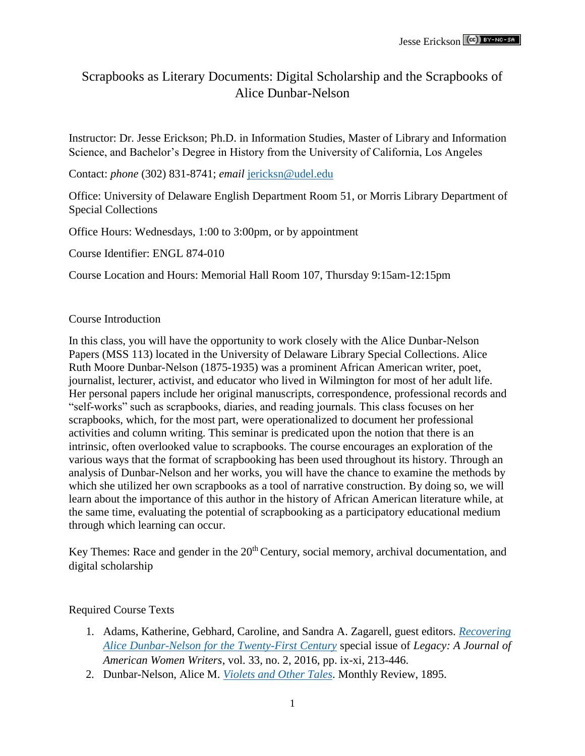# Scrapbooks as Literary Documents: Digital Scholarship and the Scrapbooks of Alice Dunbar-Nelson

Instructor: Dr. Jesse Erickson; Ph.D. in Information Studies, Master of Library and Information Science, and Bachelor's Degree in History from the University of California, Los Angeles

Contact: *phone* (302) 831-8741; *email* jericksn@udel.edu

Office: University of Delaware English Department Room 51, or Morris Library Department of Special Collections

Office Hours: Wednesdays, 1:00 to 3:00pm, or by appointment

Course Identifier: ENGL 874-010

Course Location and Hours: Memorial Hall Room 107, Thursday 9:15am-12:15pm

## Course Introduction

In this class, you will have the opportunity to work closely with the Alice Dunbar-Nelson Papers (MSS 113) located in the University of Delaware Library Special Collections. Alice Ruth Moore Dunbar-Nelson (1875-1935) was a prominent African American writer, poet, journalist, lecturer, activist, and educator who lived in Wilmington for most of her adult life. Her personal papers include her original manuscripts, correspondence, professional records and "self-works" such as scrapbooks, diaries, and reading journals. This class focuses on her scrapbooks, which, for the most part, were operationalized to document her professional activities and column writing. This seminar is predicated upon the notion that there is an intrinsic, often overlooked value to scrapbooks. The course encourages an exploration of the various ways that the format of scrapbooking has been used throughout its history. Through an analysis of Dunbar-Nelson and her works, you will have the chance to examine the methods by which she utilized her own scrapbooks as a tool of narrative construction. By doing so, we will learn about the importance of this author in the history of African American literature while, at the same time, evaluating the potential of scrapbooking as a participatory educational medium through which learning can occur.

Key Themes: Race and gender in the 20th Century, social memory, archival documentation, and digital scholarship

## Required Course Texts

1. Adams, Katherine, Gebhard, Caroline, and Sandra A. Zagarell, guest editors. *Recovering Alice Dunbar-Nelson for the Twenty-First Century* special issue of *Legacy: A Journal of American Women Writers*, vol. 33, no. 2, 2016, pp. ix-xi, 213-446.
2. Dunbar-Nelson, Alice M. *Violets and Other Tales*. Monthly Review, 1895.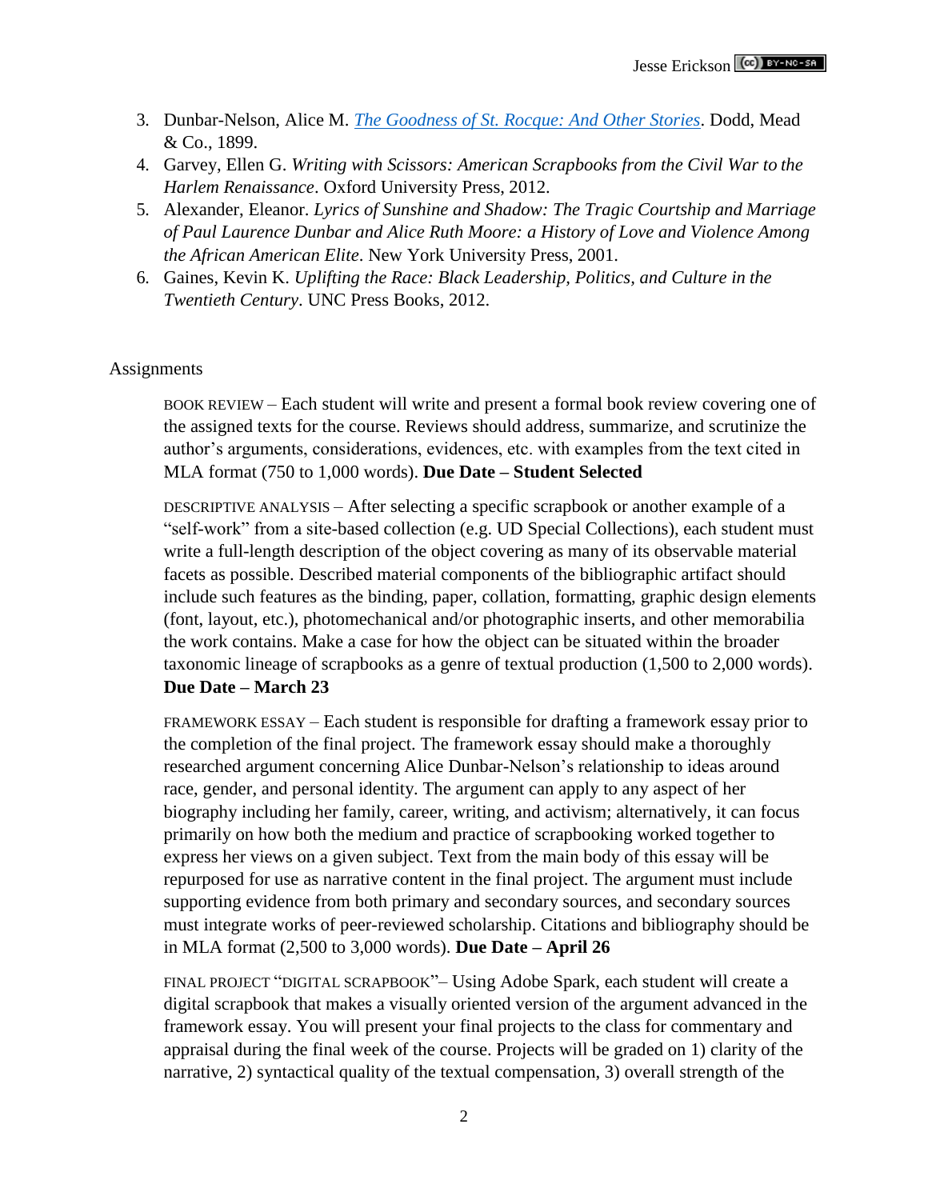3. Dunbar-Nelson, Alice M. *[The Goodness of St. Rocque: And Other Stories](#)*. Dodd, Mead & Co., 1899.
4. Garvey, Ellen G. *Writing with Scissors: American Scrapbooks from the Civil War to the Harlem Renaissance*. Oxford University Press, 2012.
5. Alexander, Eleanor. *Lyrics of Sunshine and Shadow: The Tragic Courtship and Marriage of Paul Laurence Dunbar and Alice Ruth Moore: a History of Love and Violence Among the African American Elite*. New York University Press, 2001.
6. Gaines, Kevin K. *Uplifting the Race: Black Leadership, Politics, and Culture in the Twentieth Century*. UNC Press Books, 2012.

Assignments

BOOK REVIEW – Each student will write and present a formal book review covering one of the assigned texts for the course. Reviews should address, summarize, and scrutinize the author's arguments, considerations, evidences, etc. with examples from the text cited in MLA format (750 to 1,000 words). **Due Date – Student Selected**

DESCRIPTIVE ANALYSIS – After selecting a specific scrapbook or another example of a "self-work" from a site-based collection (e.g. UD Special Collections), each student must write a full-length description of the object covering as many of its observable material facets as possible. Described material components of the bibliographic artifact should include such features as the binding, paper, collation, formatting, graphic design elements (font, layout, etc.), photomechanical and/or photographic inserts, and other memorabilia the work contains. Make a case for how the object can be situated within the broader taxonomic lineage of scrapbooks as a genre of textual production (1,500 to 2,000 words). **Due Date – March 23**

FRAMEWORK ESSAY – Each student is responsible for drafting a framework essay prior to the completion of the final project. The framework essay should make a thoroughly researched argument concerning Alice Dunbar-Nelson's relationship to ideas around race, gender, and personal identity. The argument can apply to any aspect of her biography including her family, career, writing, and activism; alternatively, it can focus primarily on how both the medium and practice of scrapbooking worked together to express her views on a given subject. Text from the main body of this essay will be repurposed for use as narrative content in the final project. The argument must include supporting evidence from both primary and secondary sources, and secondary sources must integrate works of peer-reviewed scholarship. Citations and bibliography should be in MLA format (2,500 to 3,000 words). **Due Date – April 26**

FINAL PROJECT "DIGITAL SCRAPBOOK"– Using Adobe Spark, each student will create a digital scrapbook that makes a visually oriented version of the argument advanced in the framework essay. You will present your final projects to the class for commentary and appraisal during the final week of the course. Projects will be graded on 1) clarity of the narrative, 2) syntactical quality of the textual compensation, 3) overall strength of the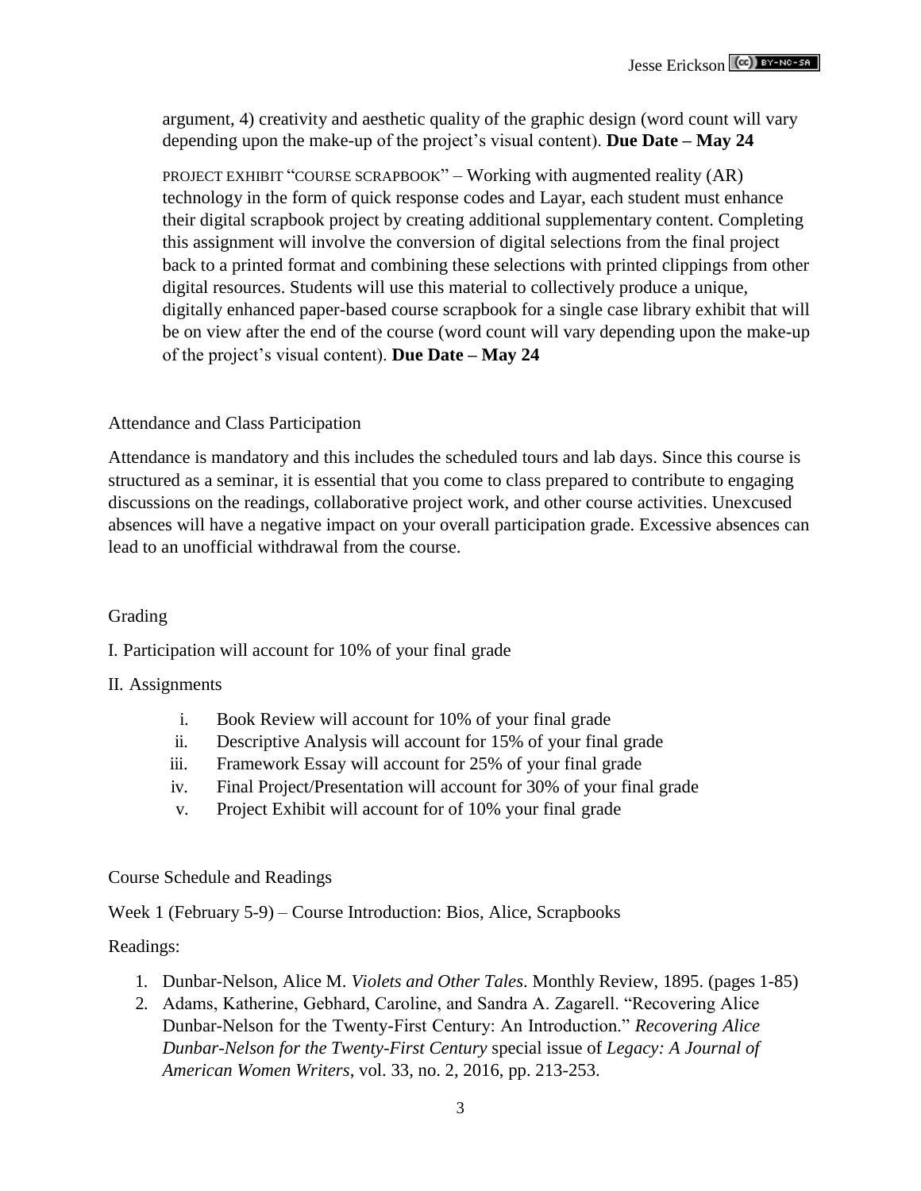argument, 4) creativity and aesthetic quality of the graphic design (word count will vary depending upon the make-up of the project's visual content). **Due Date – May 24**

PROJECT EXHIBIT "COURSE SCRAPBOOK" – Working with augmented reality (AR) technology in the form of quick response codes and Layar, each student must enhance their digital scrapbook project by creating additional supplementary content. Completing this assignment will involve the conversion of digital selections from the final project back to a printed format and combining these selections with printed clippings from other digital resources. Students will use this material to collectively produce a unique, digitally enhanced paper-based course scrapbook for a single case library exhibit that will be on view after the end of the course (word count will vary depending upon the make-up of the project's visual content). **Due Date – May 24**

## Attendance and Class Participation

Attendance is mandatory and this includes the scheduled tours and lab days. Since this course is structured as a seminar, it is essential that you come to class prepared to contribute to engaging discussions on the readings, collaborative project work, and other course activities. Unexcused absences will have a negative impact on your overall participation grade. Excessive absences can lead to an unofficial withdrawal from the course.

## Grading

I. Participation will account for 10% of your final grade

II. Assignments

i. Book Review will account for 10% of your final grade
ii. Descriptive Analysis will account for 15% of your final grade
iii. Framework Essay will account for 25% of your final grade
iv. Final Project/Presentation will account for 30% of your final grade
v. Project Exhibit will account for of 10% your final grade

## Course Schedule and Readings

Week 1 (February 5-9) – Course Introduction: Bios, Alice, Scrapbooks

Readings:

1. Dunbar-Nelson, Alice M. *Violets and Other Tales*. Monthly Review, 1895. (pages 1-85)
2. Adams, Katherine, Gebhard, Caroline, and Sandra A. Zagarell. "Recovering Alice Dunbar-Nelson for the Twenty-First Century: An Introduction." *Recovering Alice Dunbar-Nelson for the Twenty-First Century* special issue of *Legacy: A Journal of American Women Writers*, vol. 33, no. 2, 2016, pp. 213-253.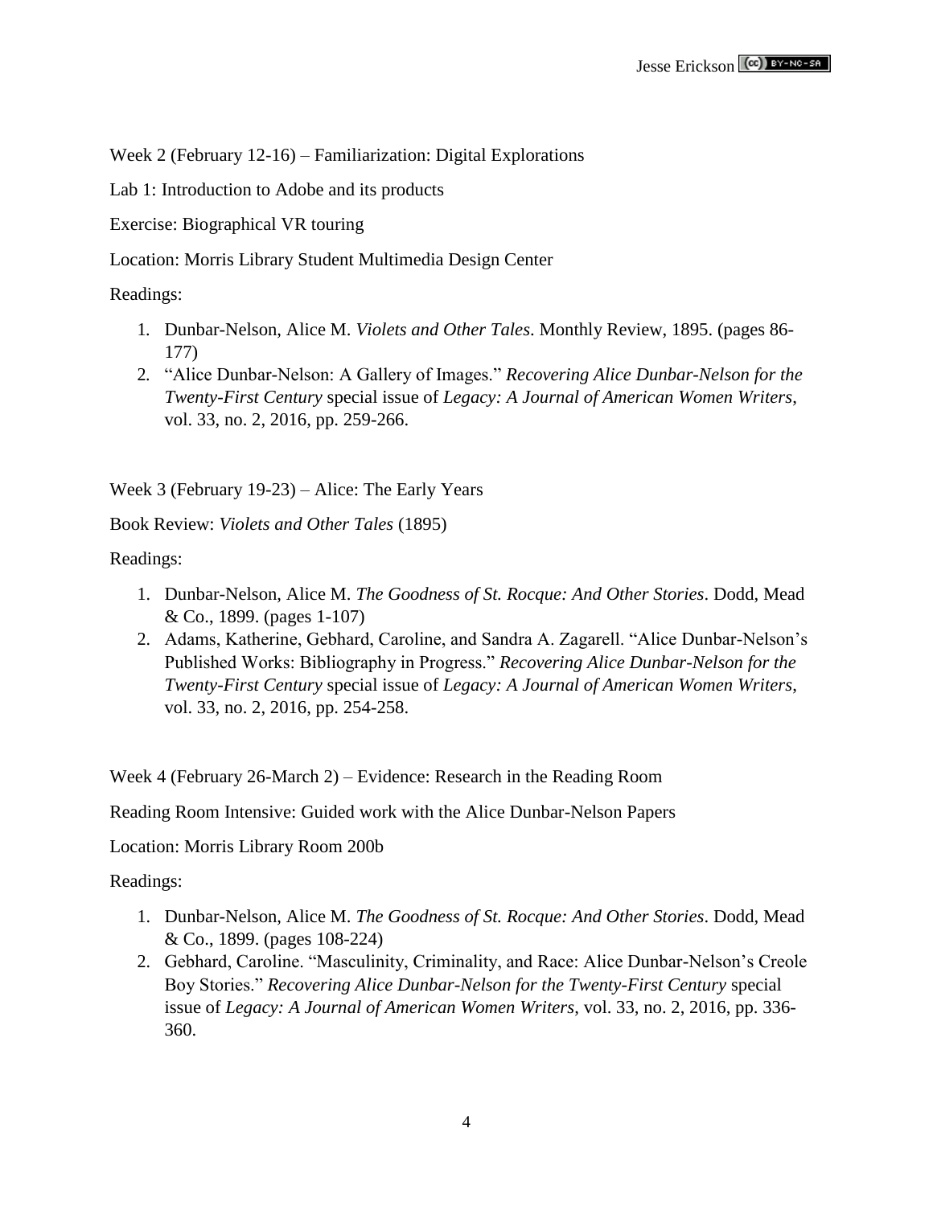Week 2 (February 12-16) – Familiarization: Digital Explorations

Lab 1: Introduction to Adobe and its products

Exercise: Biographical VR touring

Location: Morris Library Student Multimedia Design Center

Readings:

1. Dunbar-Nelson, Alice M. *Violets and Other Tales*. Monthly Review, 1895. (pages 86-177)
2. "Alice Dunbar-Nelson: A Gallery of Images." *Recovering Alice Dunbar-Nelson for the Twenty-First Century* special issue of *Legacy: A Journal of American Women Writers*, vol. 33, no. 2, 2016, pp. 259-266.

Week 3 (February 19-23) – Alice: The Early Years

Book Review: *Violets and Other Tales* (1895)

Readings:

1. Dunbar-Nelson, Alice M. *The Goodness of St. Rocque: And Other Stories*. Dodd, Mead & Co., 1899. (pages 1-107)
2. Adams, Katherine, Gebhard, Caroline, and Sandra A. Zagarell. "Alice Dunbar-Nelson's Published Works: Bibliography in Progress." *Recovering Alice Dunbar-Nelson for the Twenty-First Century* special issue of *Legacy: A Journal of American Women Writers*, vol. 33, no. 2, 2016, pp. 254-258.

Week 4 (February 26-March 2) – Evidence: Research in the Reading Room

Reading Room Intensive: Guided work with the Alice Dunbar-Nelson Papers

Location: Morris Library Room 200b

Readings:

1. Dunbar-Nelson, Alice M. *The Goodness of St. Rocque: And Other Stories*. Dodd, Mead & Co., 1899. (pages 108-224)
2. Gebhard, Caroline. "Masculinity, Criminality, and Race: Alice Dunbar-Nelson's Creole Boy Stories." *Recovering Alice Dunbar-Nelson for the Twenty-First Century* special issue of *Legacy: A Journal of American Women Writers*, vol. 33, no. 2, 2016, pp. 336-360.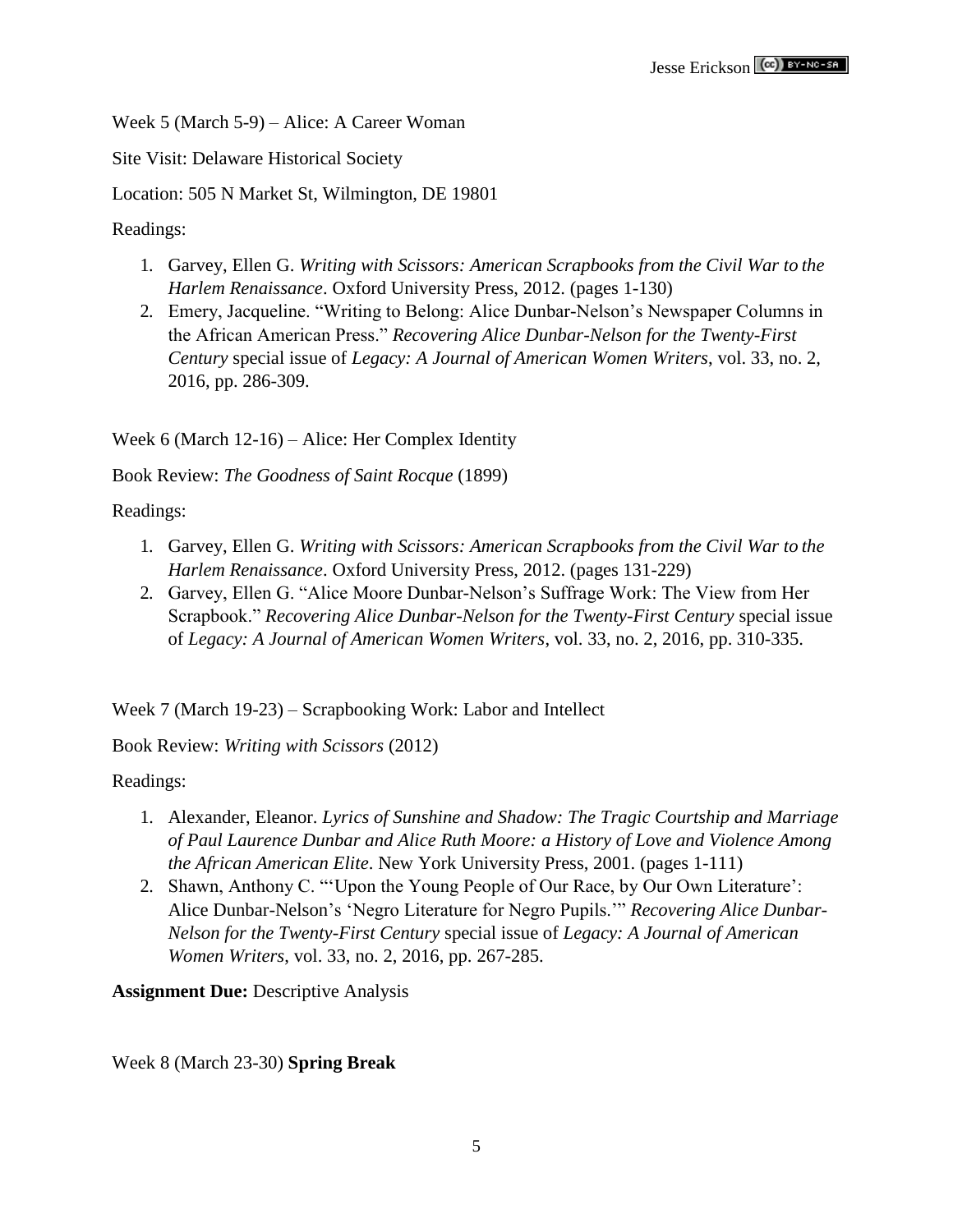Week 5 (March 5-9) – Alice: A Career Woman

Site Visit: Delaware Historical Society

Location: 505 N Market St, Wilmington, DE 19801

Readings:

1. Garvey, Ellen G. *Writing with Scissors: American Scrapbooks from the Civil War to the Harlem Renaissance*. Oxford University Press, 2012. (pages 1-130)
2. Emery, Jacqueline. "Writing to Belong: Alice Dunbar-Nelson's Newspaper Columns in the African American Press." *Recovering Alice Dunbar-Nelson for the Twenty-First Century* special issue of *Legacy: A Journal of American Women Writers*, vol. 33, no. 2, 2016, pp. 286-309.

Week 6 (March 12-16) – Alice: Her Complex Identity

Book Review: *The Goodness of Saint Rocque* (1899)

Readings:

1. Garvey, Ellen G. *Writing with Scissors: American Scrapbooks from the Civil War to the Harlem Renaissance*. Oxford University Press, 2012. (pages 131-229)
2. Garvey, Ellen G. "Alice Moore Dunbar-Nelson's Suffrage Work: The View from Her Scrapbook." *Recovering Alice Dunbar-Nelson for the Twenty-First Century* special issue of *Legacy: A Journal of American Women Writers*, vol. 33, no. 2, 2016, pp. 310-335.

Week 7 (March 19-23) – Scrapbooking Work: Labor and Intellect

Book Review: *Writing with Scissors* (2012)

Readings:

1. Alexander, Eleanor. *Lyrics of Sunshine and Shadow: The Tragic Courtship and Marriage of Paul Laurence Dunbar and Alice Ruth Moore: a History of Love and Violence Among the African American Elite*. New York University Press, 2001. (pages 1-111)
2. Shawn, Anthony C. "'Upon the Young People of Our Race, by Our Own Literature': Alice Dunbar-Nelson's 'Negro Literature for Negro Pupils.'" *Recovering Alice Dunbar-Nelson for the Twenty-First Century* special issue of *Legacy: A Journal of American Women Writers*, vol. 33, no. 2, 2016, pp. 267-285.

**Assignment Due:** Descriptive Analysis

Week 8 (March 23-30) **Spring Break**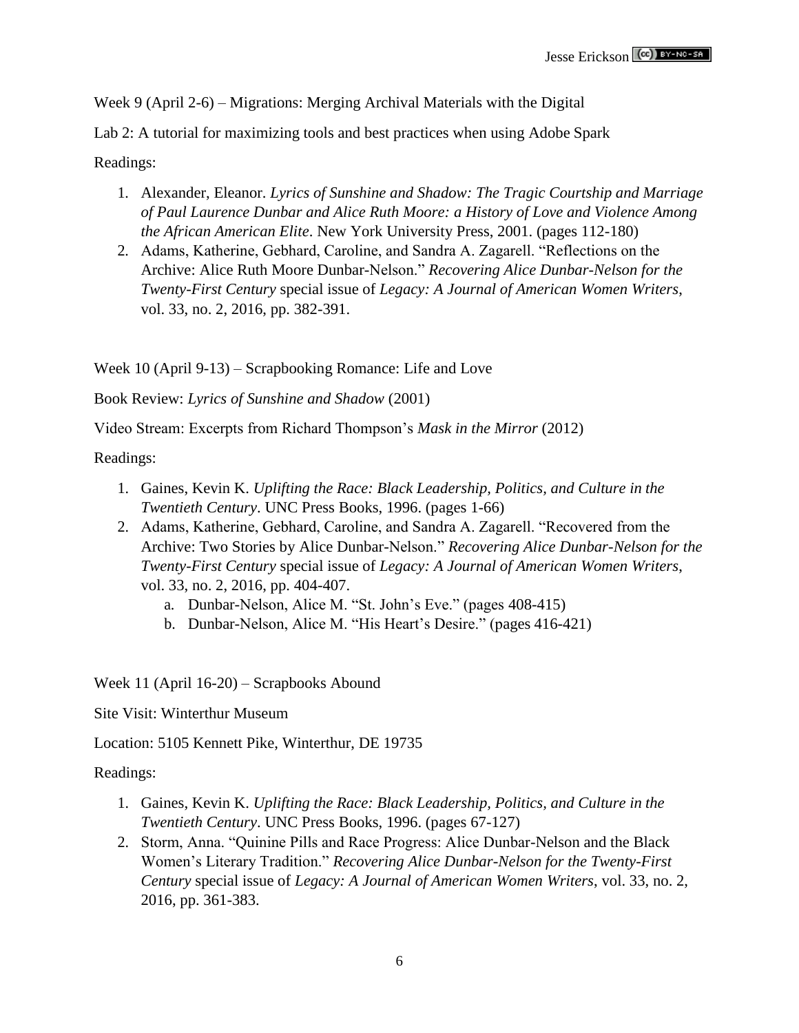Week 9 (April 2-6) – Migrations: Merging Archival Materials with the Digital

Lab 2: A tutorial for maximizing tools and best practices when using Adobe Spark

Readings:

1. Alexander, Eleanor. *Lyrics of Sunshine and Shadow: The Tragic Courtship and Marriage of Paul Laurence Dunbar and Alice Ruth Moore: a History of Love and Violence Among the African American Elite*. New York University Press, 2001. (pages 112-180)
2. Adams, Katherine, Gebhard, Caroline, and Sandra A. Zagarell. "Reflections on the Archive: Alice Ruth Moore Dunbar-Nelson." *Recovering Alice Dunbar-Nelson for the Twenty-First Century* special issue of *Legacy: A Journal of American Women Writers*, vol. 33, no. 2, 2016, pp. 382-391.

Week 10 (April 9-13) – Scrapbooking Romance: Life and Love

Book Review: *Lyrics of Sunshine and Shadow* (2001)

Video Stream: Excerpts from Richard Thompson's *Mask in the Mirror* (2012)

Readings:

1. Gaines, Kevin K. *Uplifting the Race: Black Leadership, Politics, and Culture in the Twentieth Century*. UNC Press Books, 1996. (pages 1-66)
2. Adams, Katherine, Gebhard, Caroline, and Sandra A. Zagarell. "Recovered from the Archive: Two Stories by Alice Dunbar-Nelson." *Recovering Alice Dunbar-Nelson for the Twenty-First Century* special issue of *Legacy: A Journal of American Women Writers*, vol. 33, no. 2, 2016, pp. 404-407.
   a. Dunbar-Nelson, Alice M. "St. John's Eve." (pages 408-415)
   b. Dunbar-Nelson, Alice M. "His Heart's Desire." (pages 416-421)

Week 11 (April 16-20) – Scrapbooks Abound

Site Visit: Winterthur Museum

Location: 5105 Kennett Pike, Winterthur, DE 19735

Readings:

1. Gaines, Kevin K. *Uplifting the Race: Black Leadership, Politics, and Culture in the Twentieth Century*. UNC Press Books, 1996. (pages 67-127)
2. Storm, Anna. "Quinine Pills and Race Progress: Alice Dunbar-Nelson and the Black Women's Literary Tradition." *Recovering Alice Dunbar-Nelson for the Twenty-First Century* special issue of *Legacy: A Journal of American Women Writers*, vol. 33, no. 2, 2016, pp. 361-383.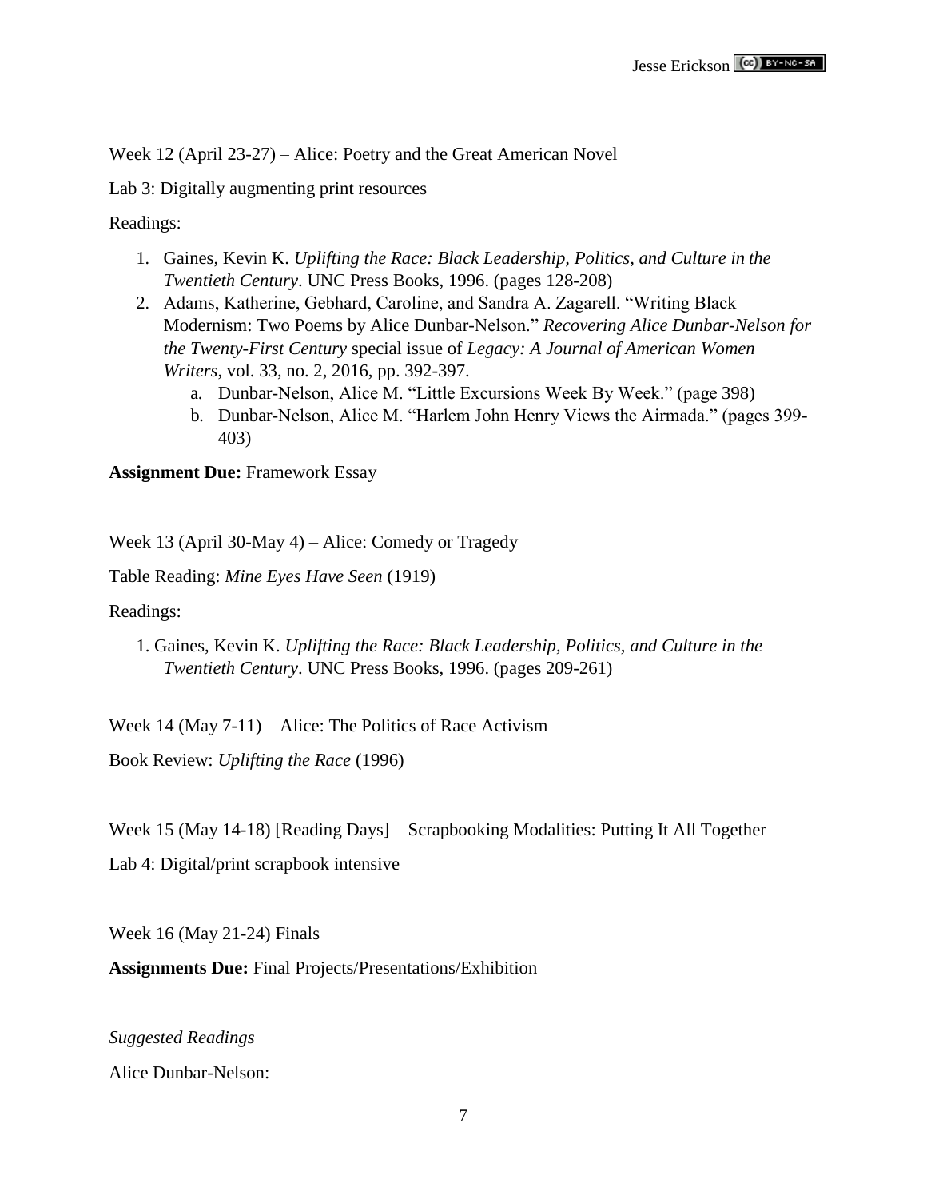Week 12 (April 23-27) – Alice: Poetry and the Great American Novel

Lab 3: Digitally augmenting print resources

Readings:

1. Gaines, Kevin K. *Uplifting the Race: Black Leadership, Politics, and Culture in the Twentieth Century*. UNC Press Books, 1996. (pages 128-208)
2. Adams, Katherine, Gebhard, Caroline, and Sandra A. Zagarell. "Writing Black Modernism: Two Poems by Alice Dunbar-Nelson." *Recovering Alice Dunbar-Nelson for the Twenty-First Century* special issue of *Legacy: A Journal of American Women Writers*, vol. 33, no. 2, 2016, pp. 392-397.
   a. Dunbar-Nelson, Alice M. "Little Excursions Week By Week." (page 398)
   b. Dunbar-Nelson, Alice M. "Harlem John Henry Views the Airmada." (pages 399-403)

**Assignment Due:** Framework Essay

Week 13 (April 30-May 4) – Alice: Comedy or Tragedy

Table Reading: *Mine Eyes Have Seen* (1919)

Readings:

1. Gaines, Kevin K. *Uplifting the Race: Black Leadership, Politics, and Culture in the Twentieth Century*. UNC Press Books, 1996. (pages 209-261)

Week 14 (May 7-11) – Alice: The Politics of Race Activism

Book Review: *Uplifting the Race* (1996)

Week 15 (May 14-18) [Reading Days] – Scrapbooking Modalities: Putting It All Together

Lab 4: Digital/print scrapbook intensive

Week 16 (May 21-24) Finals

**Assignments Due:** Final Projects/Presentations/Exhibition

*Suggested Readings*

Alice Dunbar-Nelson: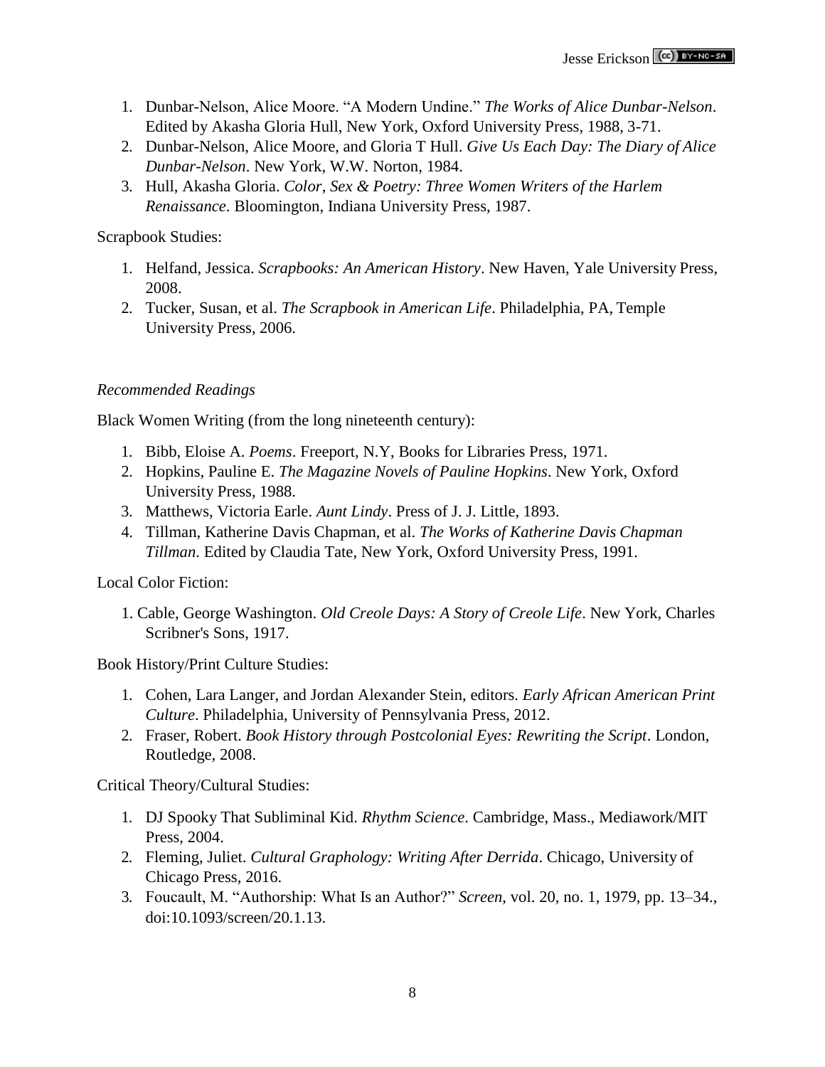1. Dunbar-Nelson, Alice Moore. "A Modern Undine." *The Works of Alice Dunbar-Nelson*. Edited by Akasha Gloria Hull, New York, Oxford University Press, 1988, 3-71.
2. Dunbar-Nelson, Alice Moore, and Gloria T Hull. *Give Us Each Day: The Diary of Alice Dunbar-Nelson*. New York, W.W. Norton, 1984.
3. Hull, Akasha Gloria. *Color, Sex & Poetry: Three Women Writers of the Harlem Renaissance*. Bloomington, Indiana University Press, 1987.

Scrapbook Studies:

1. Helfand, Jessica. *Scrapbooks: An American History*. New Haven, Yale University Press, 2008.
2. Tucker, Susan, et al. *The Scrapbook in American Life*. Philadelphia, PA, Temple University Press, 2006.

*Recommended Readings*

Black Women Writing (from the long nineteenth century):

1. Bibb, Eloise A. *Poems*. Freeport, N.Y, Books for Libraries Press, 1971.
2. Hopkins, Pauline E. *The Magazine Novels of Pauline Hopkins*. New York, Oxford University Press, 1988.
3. Matthews, Victoria Earle. *Aunt Lindy*. Press of J. J. Little, 1893.
4. Tillman, Katherine Davis Chapman, et al. *The Works of Katherine Davis Chapman Tillman*. Edited by Claudia Tate, New York, Oxford University Press, 1991.

Local Color Fiction:

1. Cable, George Washington. *Old Creole Days: A Story of Creole Life*. New York, Charles Scribner's Sons, 1917.

Book History/Print Culture Studies:

1. Cohen, Lara Langer, and Jordan Alexander Stein, editors. *Early African American Print Culture*. Philadelphia, University of Pennsylvania Press, 2012.
2. Fraser, Robert. *Book History through Postcolonial Eyes: Rewriting the Script*. London, Routledge, 2008.

Critical Theory/Cultural Studies:

1. DJ Spooky That Subliminal Kid. *Rhythm Science*. Cambridge, Mass., Mediawork/MIT Press, 2004.
2. Fleming, Juliet. *Cultural Graphology: Writing After Derrida*. Chicago, University of Chicago Press, 2016.
3. Foucault, M. "Authorship: What Is an Author?" *Screen*, vol. 20, no. 1, 1979, pp. 13–34., doi:10.1093/screen/20.1.13.